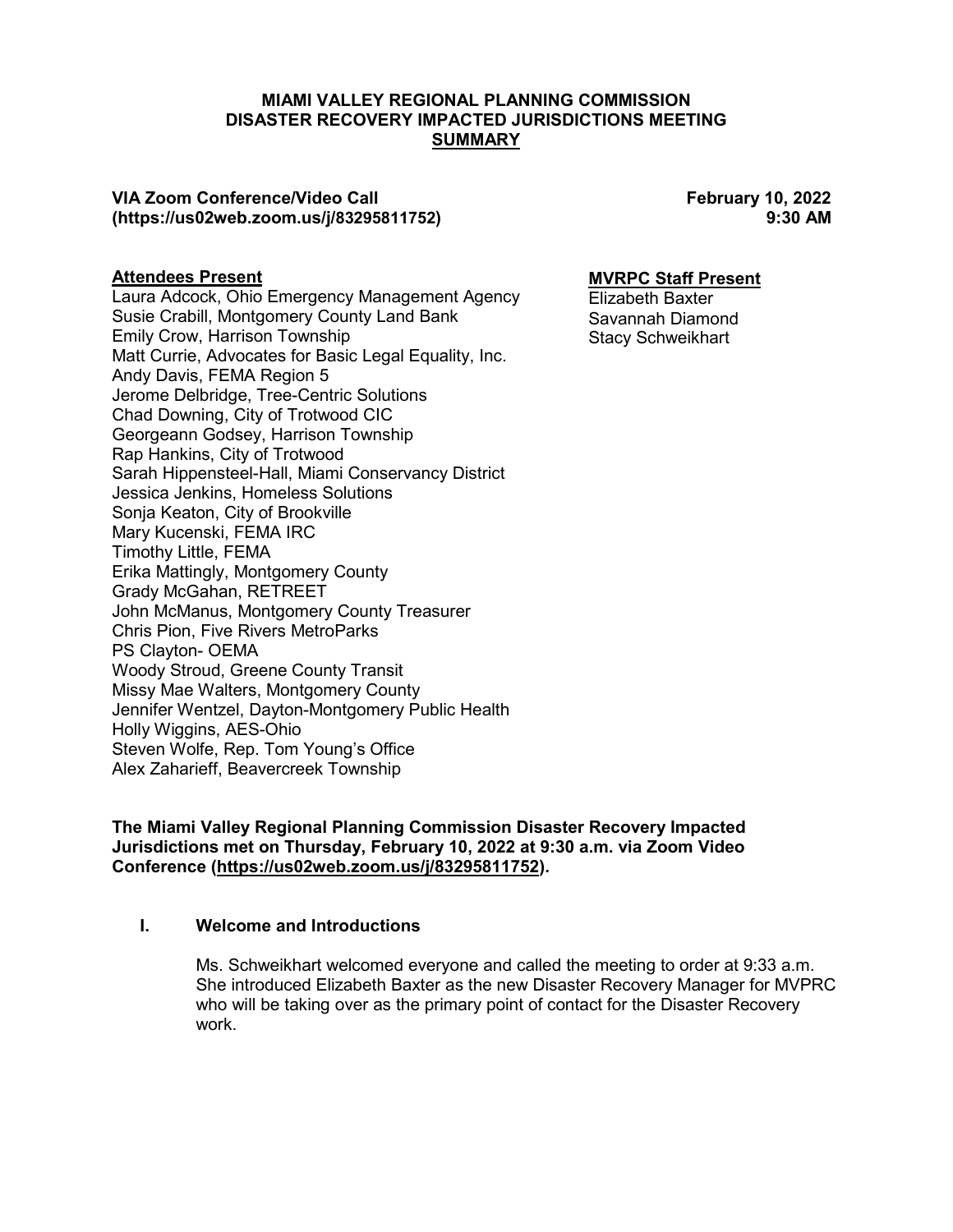# MIAMI VALLEY REGIONAL PLANNING COMMISSION
# DISASTER RECOVERY IMPACTED JURISDICTIONS MEETING
# SUMMARY

**VIA Zoom Conference/Video Call**
**(https://us02web.zoom.us/j/83295811752)**

**February 10, 2022**
**9:30 AM**

**Attendees Present**

Laura Adcock, Ohio Emergency Management Agency
Susie Crabill, Montgomery County Land Bank
Emily Crow, Harrison Township
Matt Currie, Advocates for Basic Legal Equality, Inc.
Andy Davis, FEMA Region 5
Jerome Delbridge, Tree-Centric Solutions
Chad Downing, City of Trotwood CIC
Georgeann Godsey, Harrison Township
Rap Hankins, City of Trotwood
Sarah Hippensteel-Hall, Miami Conservancy District
Jessica Jenkins, Homeless Solutions
Sonja Keaton, City of Brookville
Mary Kucenski, FEMA IRC
Timothy Little, FEMA
Erika Mattingly, Montgomery County
Grady McGahan, RETREET
John McManus, Montgomery County Treasurer
Chris Pion, Five Rivers MetroParks
PS Clayton- OEMA
Woody Stroud, Greene County Transit
Missy Mae Walters, Montgomery County
Jennifer Wentzel, Dayton-Montgomery Public Health
Holly Wiggins, AES-Ohio
Steven Wolfe, Rep. Tom Young's Office
Alex Zaharieff, Beavercreek Township

**MVRPC Staff Present**

Elizabeth Baxter
Savannah Diamond
Stacy Schweikhart

**The Miami Valley Regional Planning Commission Disaster Recovery Impacted Jurisdictions met on Thursday, February 10, 2022 at 9:30 a.m. via Zoom Video Conference (https://us02web.zoom.us/j/83295811752).**

## I. Welcome and Introductions

Ms. Schweikhart welcomed everyone and called the meeting to order at 9:33 a.m. She introduced Elizabeth Baxter as the new Disaster Recovery Manager for MVPRC who will be taking over as the primary point of contact for the Disaster Recovery work.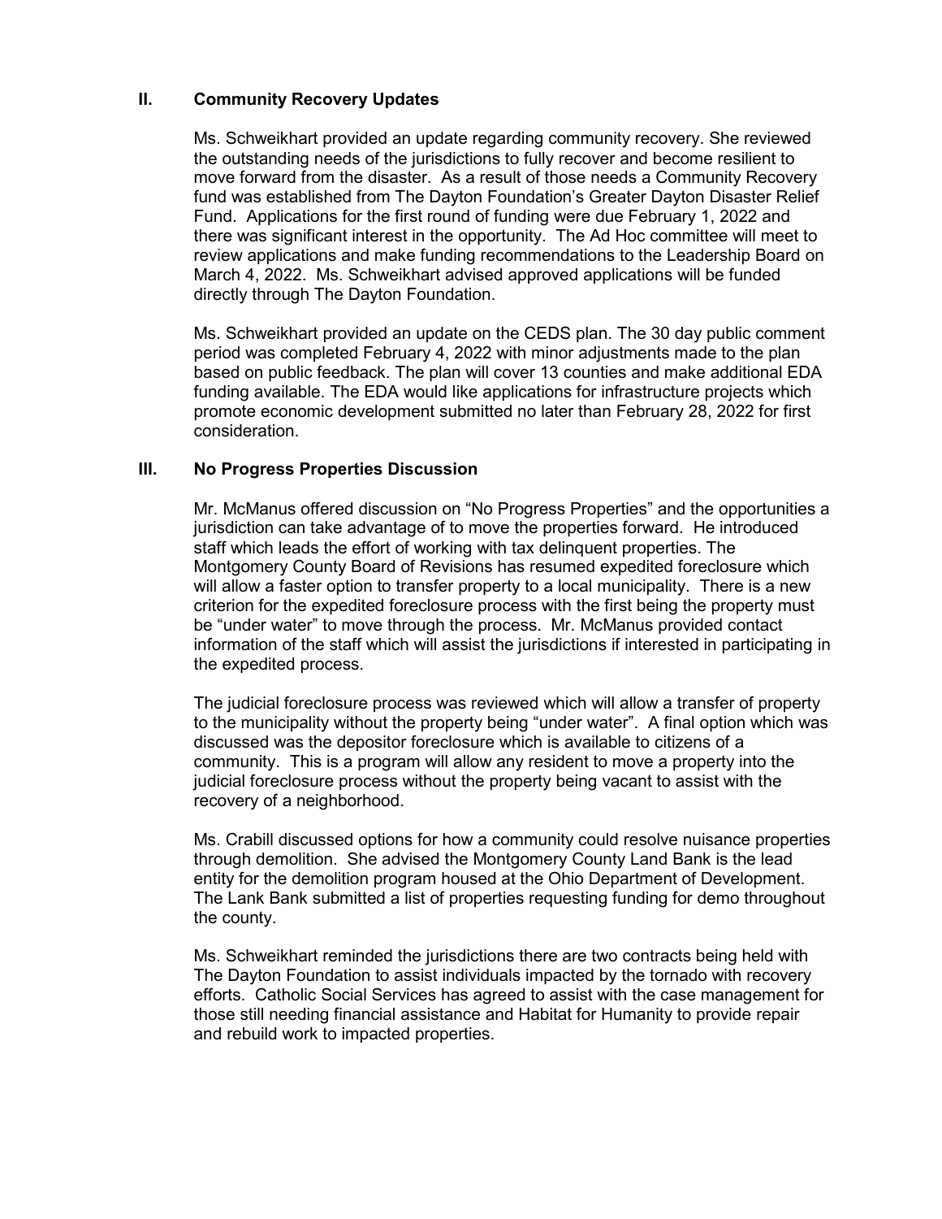## II. Community Recovery Updates

Ms. Schweikhart provided an update regarding community recovery. She reviewed the outstanding needs of the jurisdictions to fully recover and become resilient to move forward from the disaster. As a result of those needs a Community Recovery fund was established from The Dayton Foundation's Greater Dayton Disaster Relief Fund. Applications for the first round of funding were due February 1, 2022 and there was significant interest in the opportunity. The Ad Hoc committee will meet to review applications and make funding recommendations to the Leadership Board on March 4, 2022. Ms. Schweikhart advised approved applications will be funded directly through The Dayton Foundation.

Ms. Schweikhart provided an update on the CEDS plan. The 30 day public comment period was completed February 4, 2022 with minor adjustments made to the plan based on public feedback. The plan will cover 13 counties and make additional EDA funding available. The EDA would like applications for infrastructure projects which promote economic development submitted no later than February 28, 2022 for first consideration.

## III. No Progress Properties Discussion

Mr. McManus offered discussion on "No Progress Properties" and the opportunities a jurisdiction can take advantage of to move the properties forward. He introduced staff which leads the effort of working with tax delinquent properties. The Montgomery County Board of Revisions has resumed expedited foreclosure which will allow a faster option to transfer property to a local municipality. There is a new criterion for the expedited foreclosure process with the first being the property must be "under water" to move through the process. Mr. McManus provided contact information of the staff which will assist the jurisdictions if interested in participating in the expedited process.

The judicial foreclosure process was reviewed which will allow a transfer of property to the municipality without the property being "under water". A final option which was discussed was the depositor foreclosure which is available to citizens of a community. This is a program will allow any resident to move a property into the judicial foreclosure process without the property being vacant to assist with the recovery of a neighborhood.

Ms. Crabill discussed options for how a community could resolve nuisance properties through demolition. She advised the Montgomery County Land Bank is the lead entity for the demolition program housed at the Ohio Department of Development. The Lank Bank submitted a list of properties requesting funding for demo throughout the county.

Ms. Schweikhart reminded the jurisdictions there are two contracts being held with The Dayton Foundation to assist individuals impacted by the tornado with recovery efforts. Catholic Social Services has agreed to assist with the case management for those still needing financial assistance and Habitat for Humanity to provide repair and rebuild work to impacted properties.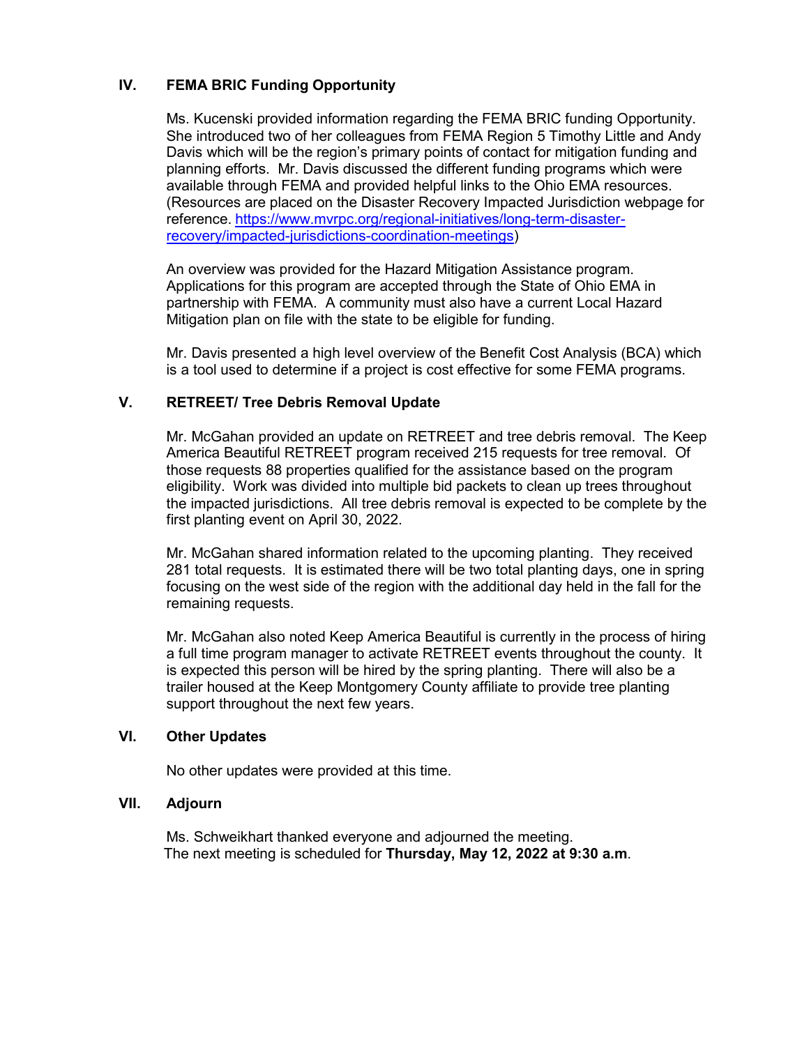## IV. FEMA BRIC Funding Opportunity

Ms. Kucenski provided information regarding the FEMA BRIC funding Opportunity. She introduced two of her colleagues from FEMA Region 5 Timothy Little and Andy Davis which will be the region's primary points of contact for mitigation funding and planning efforts. Mr. Davis discussed the different funding programs which were available through FEMA and provided helpful links to the Ohio EMA resources. (Resources are placed on the Disaster Recovery Impacted Jurisdiction webpage for reference. [https://www.mvrpc.org/regional-initiatives/long-term-disaster-recovery/impacted-jurisdictions-coordination-meetings](https://www.mvrpc.org/regional-initiatives/long-term-disaster-recovery/impacted-jurisdictions-coordination-meetings))

An overview was provided for the Hazard Mitigation Assistance program. Applications for this program are accepted through the State of Ohio EMA in partnership with FEMA. A community must also have a current Local Hazard Mitigation plan on file with the state to be eligible for funding.

Mr. Davis presented a high level overview of the Benefit Cost Analysis (BCA) which is a tool used to determine if a project is cost effective for some FEMA programs.

## V. RETREET/ Tree Debris Removal Update

Mr. McGahan provided an update on RETREET and tree debris removal. The Keep America Beautiful RETREET program received 215 requests for tree removal. Of those requests 88 properties qualified for the assistance based on the program eligibility. Work was divided into multiple bid packets to clean up trees throughout the impacted jurisdictions. All tree debris removal is expected to be complete by the first planting event on April 30, 2022.

Mr. McGahan shared information related to the upcoming planting. They received 281 total requests. It is estimated there will be two total planting days, one in spring focusing on the west side of the region with the additional day held in the fall for the remaining requests.

Mr. McGahan also noted Keep America Beautiful is currently in the process of hiring a full time program manager to activate RETREET events throughout the county. It is expected this person will be hired by the spring planting. There will also be a trailer housed at the Keep Montgomery County affiliate to provide tree planting support throughout the next few years.

## VI. Other Updates

No other updates were provided at this time.

## VII. Adjourn

Ms. Schweikhart thanked everyone and adjourned the meeting.
The next meeting is scheduled for **Thursday, May 12, 2022 at 9:30 a.m**.